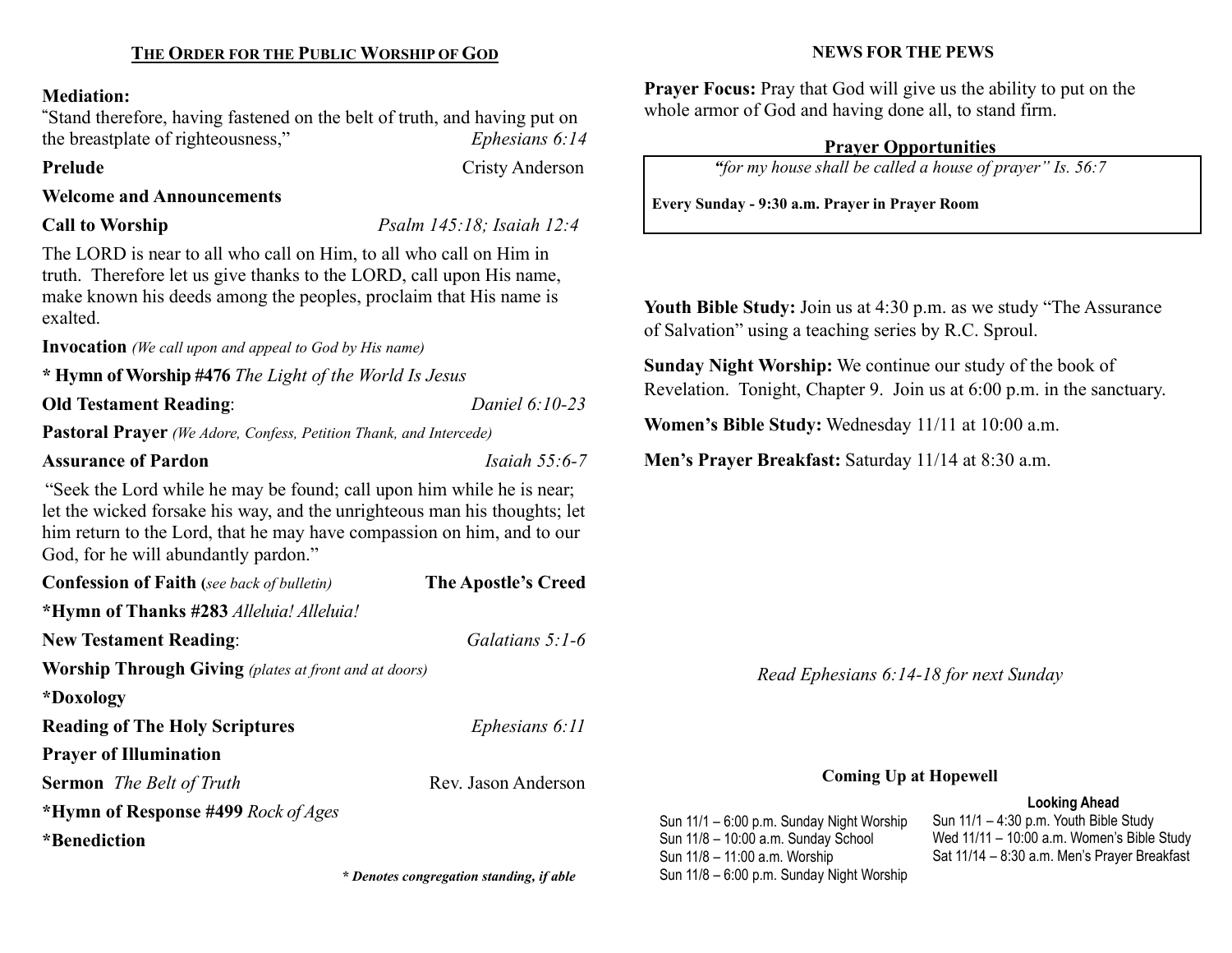## THE ORDER FOR THE PUBLIC WORSHIP OF GOD

**Mediation:**
"Stand therefore, having fastened on the belt of truth, and having put on the breastplate of righteousness," *Ephesians 6:14*

**Prelude** Cristy Anderson

**Welcome and Announcements**

**Call to Worship** *Psalm 145:18; Isaiah 12:4*

The LORD is near to all who call on Him, to all who call on Him in truth. Therefore let us give thanks to the LORD, call upon His name, make known his deeds among the peoples, proclaim that His name is exalted.

**Invocation** *(We call upon and appeal to God by His name)*

**\* Hymn of Worship #476** *The Light of the World Is Jesus*

**Old Testament Reading**: *Daniel 6:10-23*

**Pastoral Prayer** *(We Adore, Confess, Petition Thank, and Intercede)*

**Assurance of Pardon** *Isaiah 55:6-7*

"Seek the Lord while he may be found; call upon him while he is near; let the wicked forsake his way, and the unrighteous man his thoughts; let him return to the Lord, that he may have compassion on him, and to our God, for he will abundantly pardon."

**Confession of Faith (***see back of bulletin)* **The Apostle's Creed**

**\*Hymn of Thanks #283** *Alleluia! Alleluia!*

**New Testament Reading**: *Galatians 5:1-6*

**Worship Through Giving** *(plates at front and at doors)*

**\*Doxology**

**Reading of The Holy Scriptures** *Ephesians 6:11*

**Prayer of Illumination**

**Sermon** *The Belt of Truth* Rev. Jason Anderson

**\*Hymn of Response #499** *Rock of Ages*

**\*Benediction**

***\* Denotes congregation standing, if able***

## NEWS FOR THE PEWS

**Prayer Focus:** Pray that God will give us the ability to put on the whole armor of God and having done all, to stand firm.

**Prayer Opportunities**

***"****for my house shall be called a house of prayer" Is. 56:7*

**Every Sunday - 9:30 a.m. Prayer in Prayer Room**

**Youth Bible Study:** Join us at 4:30 p.m. as we study "The Assurance of Salvation" using a teaching series by R.C. Sproul.

**Sunday Night Worship:** We continue our study of the book of Revelation. Tonight, Chapter 9. Join us at 6:00 p.m. in the sanctuary.

**Women's Bible Study:** Wednesday 11/11 at 10:00 a.m.

**Men's Prayer Breakfast:** Saturday 11/14 at 8:30 a.m.

*Read Ephesians 6:14-18 for next Sunday*

**Coming Up at Hopewell**

Sun 11/1 – 6:00 p.m. Sunday Night Worship
Sun 11/8 – 10:00 a.m. Sunday School
Sun 11/8 – 11:00 a.m. Worship
Sun 11/8 – 6:00 p.m. Sunday Night Worship

**Looking Ahead**

Sun 11/1 – 4:30 p.m. Youth Bible Study
Wed 11/11 – 10:00 a.m. Women's Bible Study
Sat 11/14 – 8:30 a.m. Men's Prayer Breakfast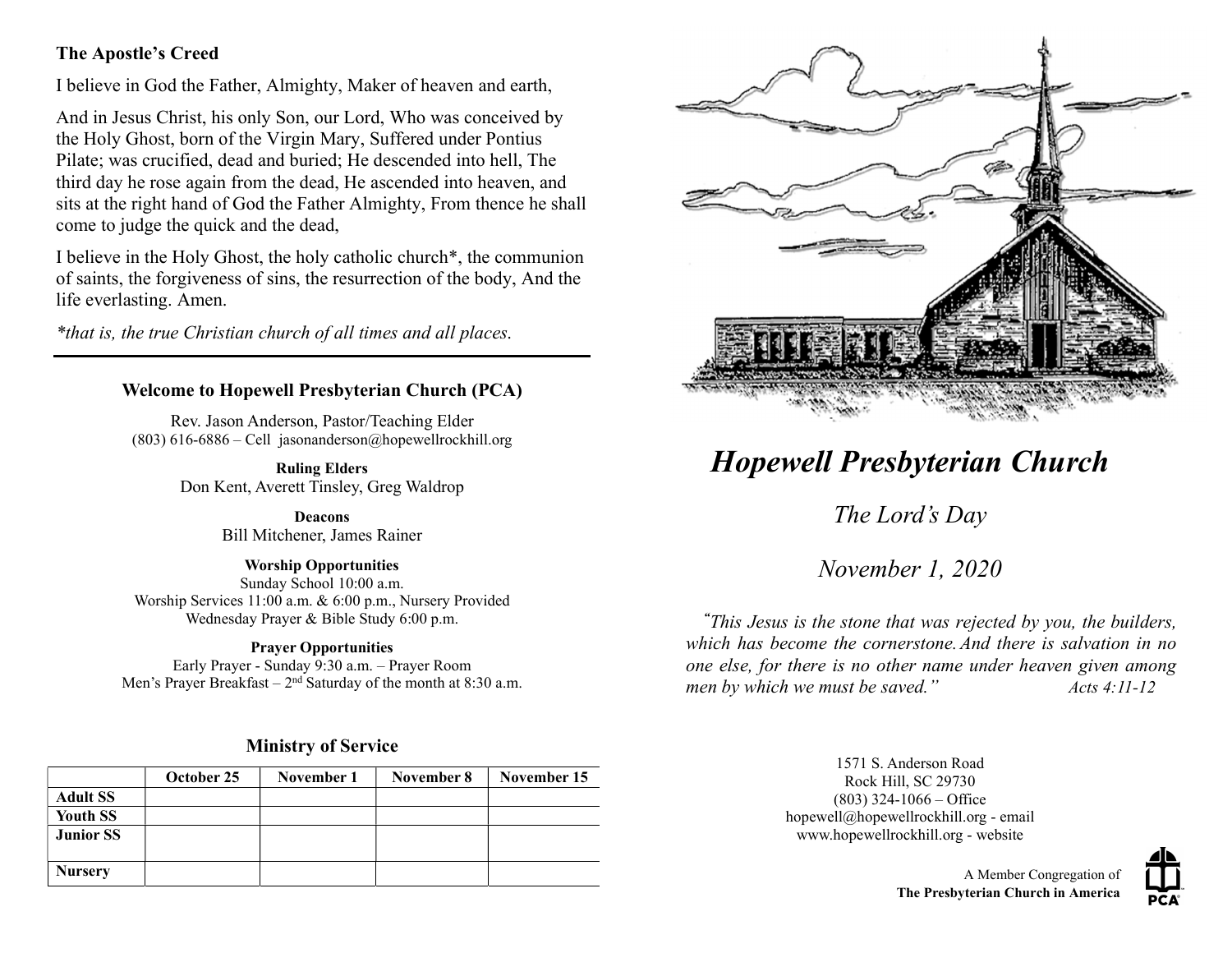**The Apostle's Creed**

I believe in God the Father, Almighty, Maker of heaven and earth,

And in Jesus Christ, his only Son, our Lord, Who was conceived by the Holy Ghost, born of the Virgin Mary, Suffered under Pontius Pilate; was crucified, dead and buried; He descended into hell, The third day he rose again from the dead, He ascended into heaven, and sits at the right hand of God the Father Almighty, From thence he shall come to judge the quick and the dead,

I believe in the Holy Ghost, the holy catholic church*, the communion of saints, the forgiveness of sins, the resurrection of the body, And the life everlasting. Amen.

*\*that is, the true Christian church of all times and all places.*

---

### Welcome to Hopewell Presbyterian Church (PCA)

Rev. Jason Anderson, Pastor/Teaching Elder
(803) 616-6886 – Cell jasonanderson@hopewellrockhill.org

**Ruling Elders**
Don Kent, Averett Tinsley, Greg Waldrop

**Deacons**
Bill Mitchener, James Rainer

**Worship Opportunities**
Sunday School 10:00 a.m.
Worship Services 11:00 a.m. & 6:00 p.m., Nursery Provided
Wednesday Prayer & Bible Study 6:00 p.m.

**Prayer Opportunities**
Early Prayer - Sunday 9:30 a.m. – Prayer Room
Men's Prayer Breakfast – 2nd Saturday of the month at 8:30 a.m.

### Ministry of Service

| | October 25 | November 1 | November 8 | November 15 |
|---|---|---|---|---|
| **Adult SS** | | | | |
| **Youth SS** | | | | |
| **Junior SS** | | | | |
| **Nursery** | | | | |

# *Hopewell Presbyterian Church*

*The Lord's Day*

*November 1, 2020*

*"This Jesus is the stone that was rejected by you, the builders, which has become the cornerstone. And there is salvation in no one else, for there is no other name under heaven given among men by which we must be saved."* *Acts 4:11-12*

1571 S. Anderson Road
Rock Hill, SC 29730
(803) 324-1066 – Office
hopewell@hopewellrockhill.org - email
www.hopewellrockhill.org - website

A Member Congregation of
**The Presbyterian Church in America**

PCA